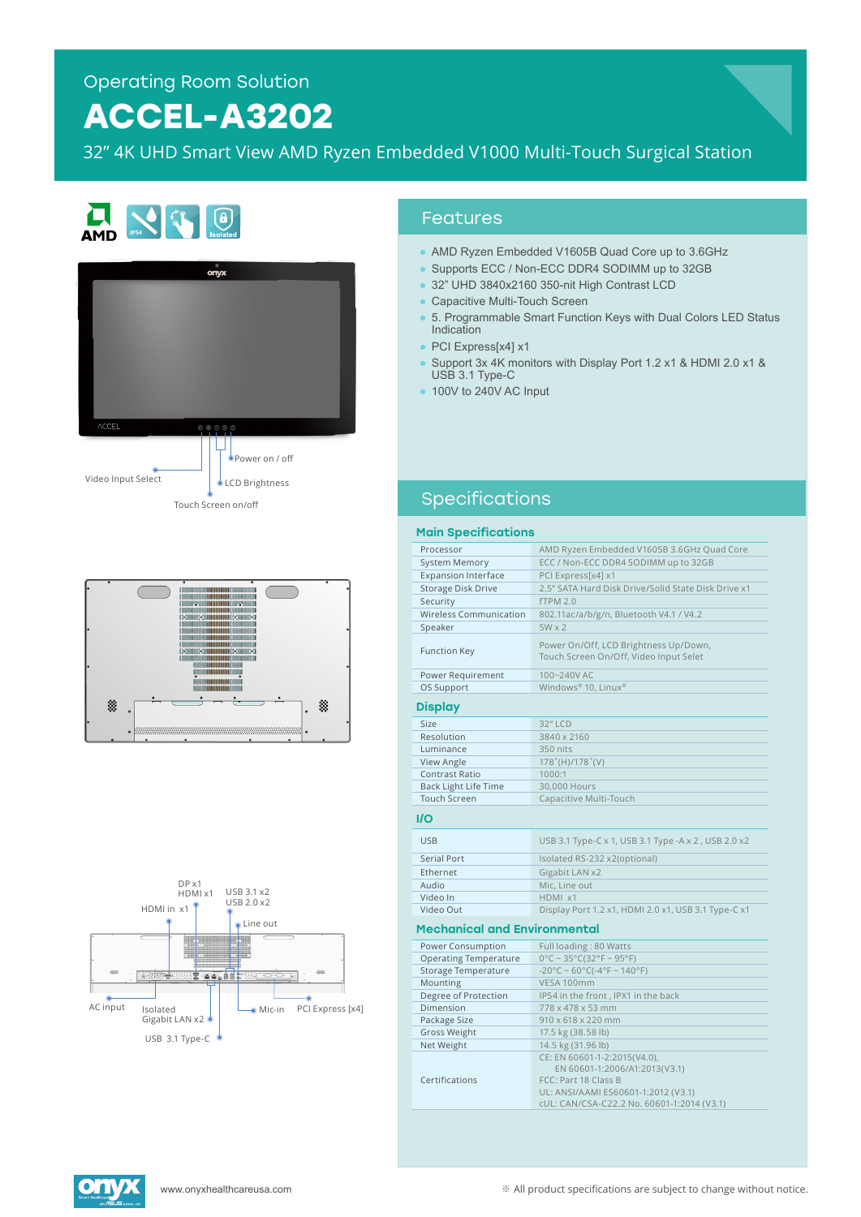Operating Room Solution

# ACCEL-A3202

32" 4K UHD Smart View AMD Ryzen Embedded V1000 Multi-Touch Surgical Station

Power on / off

Video Input Select

LCD Brightness

Touch Screen on/off

DP x1
HDMI x1

USB 3.1 x2
USB 2.0 x2

HDMI in x1

Line out

AC input

Isolated
Gigabit LAN x2

Mic-in

PCI Express [x4]

USB 3.1 Type-C

## Features

- AMD Ryzen Embedded V1605B Quad Core up to 3.6GHz
- Supports ECC / Non-ECC DDR4 SODIMM up to 32GB
- 32" UHD 3840x2160 350-nit High Contrast LCD
- Capacitive Multi-Touch Screen
- 5. Programmable Smart Function Keys with Dual Colors LED Status Indication
- PCI Express[x4] x1
- Support 3x 4K monitors with Display Port 1.2 x1 & HDMI 2.0 x1 & USB 3.1 Type-C
- 100V to 240V AC Input

## Specifications

### Main Specifications

| | |
|---|---|
| Processor | AMD Ryzen Embedded V1605B 3.6GHz Quad Core |
| System Memory | ECC / Non-ECC DDR4 SODIMM up to 32GB |
| Expansion Interface | PCI Express[x4] x1 |
| Storage Disk Drive | 2.5" SATA Hard Disk Drive/Solid State Disk Drive x1 |
| Security | fTPM 2.0 |
| Wireless Communication | 802.11ac/a/b/g/n, Bluetooth V4.1 / V4.2 |
| Speaker | 5W x 2 |
| Function Key | Power On/Off, LCD Brightness Up/Down, Touch Screen On/Off, Video Input Selet |
| Power Requirement | 100~240V AC |
| OS Support | Windows® 10, Linux® |

### Display

| | |
|---|---|
| Size | 32" LCD |
| Resolution | 3840 x 2160 |
| Luminance | 350 nits |
| View Angle | 178°(H)/178°(V) |
| Contrast Ratio | 1000:1 |
| Back Light Life Time | 30,000 Hours |
| Touch Screen | Capacitive Multi-Touch |

### I/O

| | |
|---|---|
| USB | USB 3.1 Type-C x 1, USB 3.1 Type -A x 2 , USB 2.0 x2 |
| Serial Port | Isolated RS-232 x2(optional) |
| Ethernet | Gigabit LAN x2 |
| Audio | Mic, Line out |
| Video In | HDMI x1 |
| Video Out | Display Port 1.2 x1, HDMI 2.0 x1, USB 3.1 Type-C x1 |

### Mechanical and Environmental

| | |
|---|---|
| Power Consumption | Full loading : 80 Watts |
| Operating Temperature | 0°C ~ 35°C(32°F ~ 95°F) |
| Storage Temperature | -20°C ~ 60°C(-4°F ~ 140°F) |
| Mounting | VESA 100mm |
| Degree of Protection | IP54 in the front , IPX1 in the back |
| Dimension | 778 x 478 x 53 mm |
| Package Size | 910 x 618 x 220 mm |
| Gross Weight | 17.5 kg (38.58 lb) |
| Net Weight | 14.5 kg (31.96 lb) |
| Certifications | CE: EN 60601-1-2:2015(V4.0), EN 60601-1:2006/A1:2013(V3.1)<br>FCC: Part 18 Class B<br>UL: ANSI/AAMI ES60601-1:2012 (V3.1)<br>cUL: CAN/CSA-C22.2 No. 60601-1:2014 (V3.1) |

www.onyxhealthcareusa.com

※ All product specifications are subject to change without notice.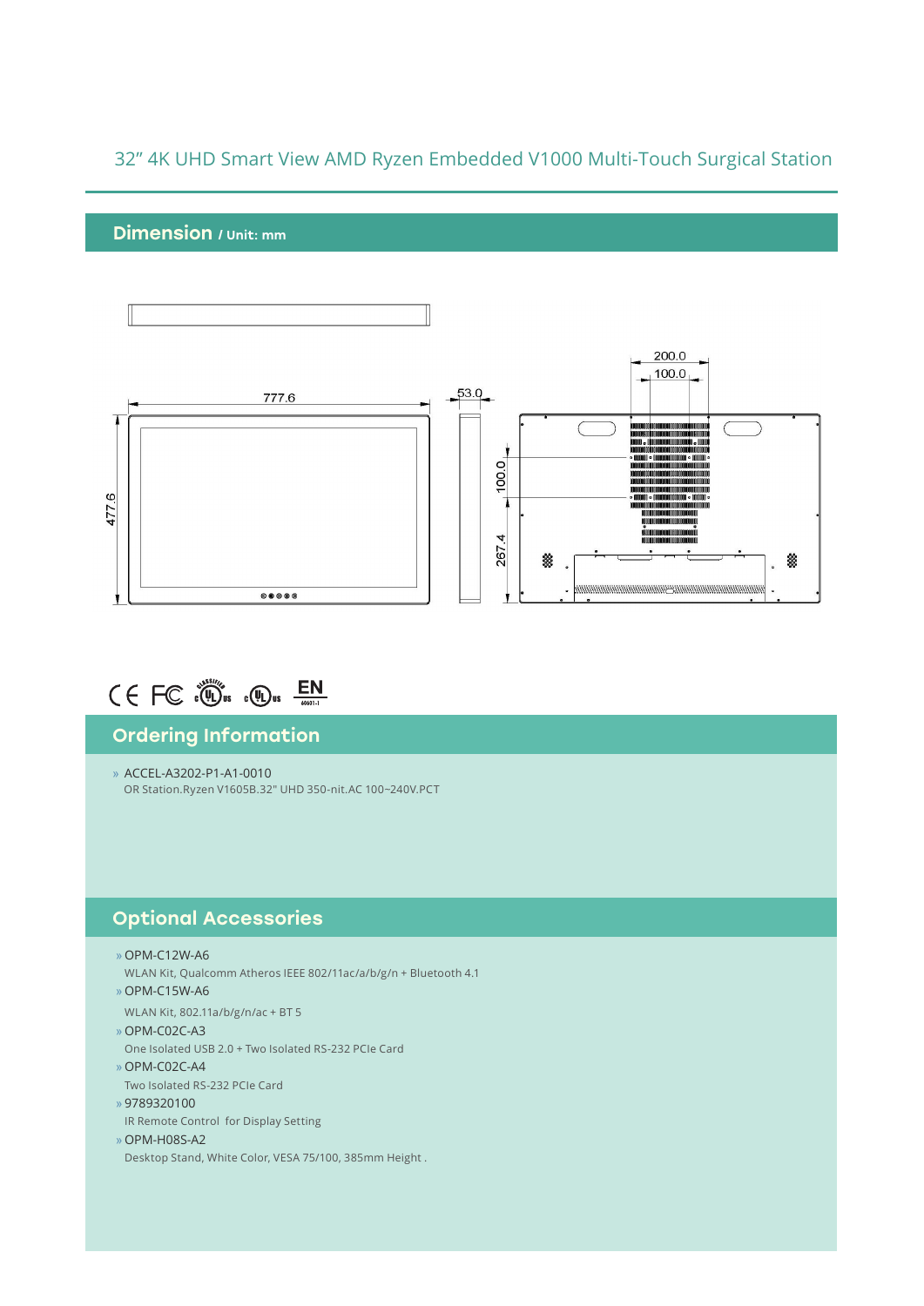32" 4K UHD Smart View AMD Ryzen Embedded V1000 Multi-Touch Surgical Station

## Dimension / Unit: mm

777.6

477.6

53.0

200.0

100.0

100.0

267.4

## Ordering Information

» ACCEL-A3202-P1-A1-0010
OR Station.Ryzen V1605B.32" UHD 350-nit.AC 100~240V.PCT

## Optional Accessories

» OPM-C12W-A6
WLAN Kit, Qualcomm Atheros IEEE 802/11ac/a/b/g/n + Bluetooth 4.1

» OPM-C15W-A6
WLAN Kit, 802.11a/b/g/n/ac + BT 5

» OPM-C02C-A3
One Isolated USB 2.0 + Two Isolated RS-232 PCIe Card

» OPM-C02C-A4
Two Isolated RS-232 PCIe Card

» 9789320100
IR Remote Control for Display Setting

» OPM-H08S-A2
Desktop Stand, White Color, VESA 75/100, 385mm Height .